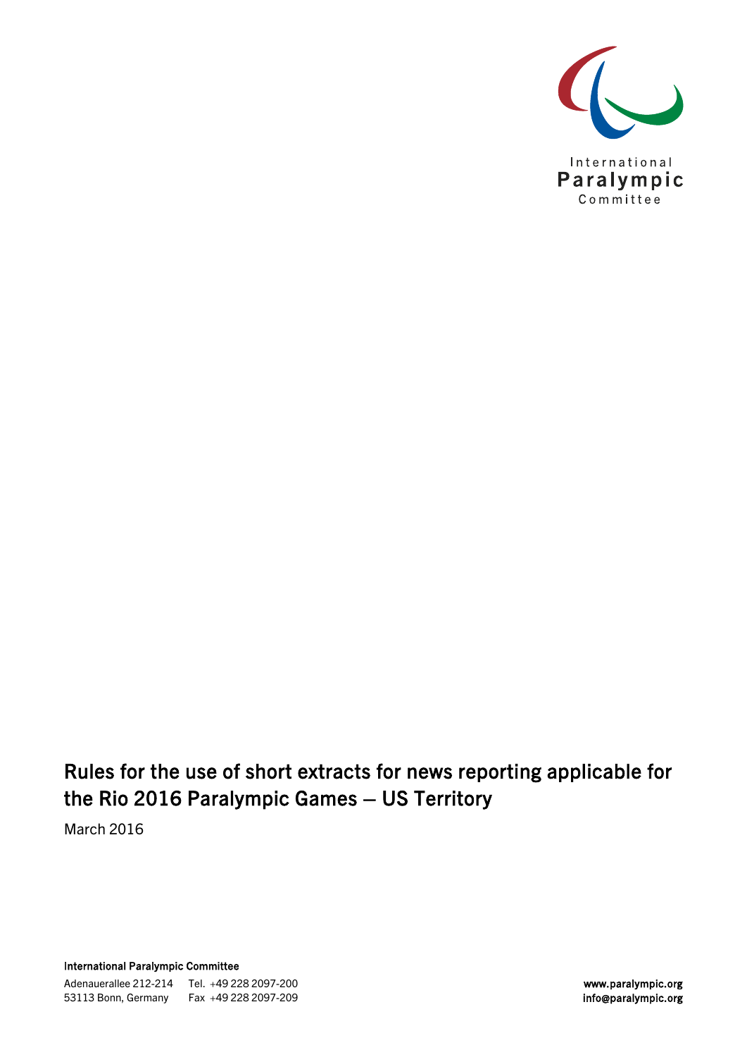International Paralympic Committee

# Rules for the use of short extracts for news reporting applicable for the Rio 2016 Paralympic Games – US Territory

March 2016

**International Paralympic Committee**

Adenauerallee 212-214
53113 Bonn, Germany

Tel. +49 228 2097-200
Fax +49 228 2097-209

**www.paralympic.org**
**info@paralympic.org**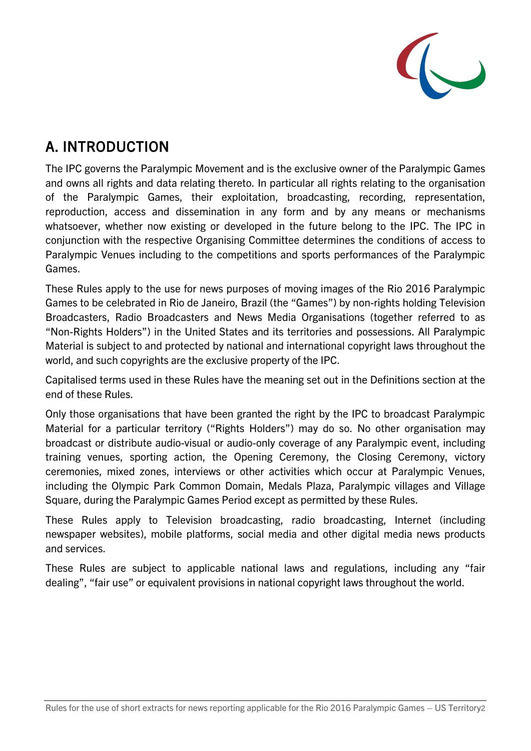## A. INTRODUCTION

The IPC governs the Paralympic Movement and is the exclusive owner of the Paralympic Games and owns all rights and data relating thereto. In particular all rights relating to the organisation of the Paralympic Games, their exploitation, broadcasting, recording, representation, reproduction, access and dissemination in any form and by any means or mechanisms whatsoever, whether now existing or developed in the future belong to the IPC. The IPC in conjunction with the respective Organising Committee determines the conditions of access to Paralympic Venues including to the competitions and sports performances of the Paralympic Games.

These Rules apply to the use for news purposes of moving images of the Rio 2016 Paralympic Games to be celebrated in Rio de Janeiro, Brazil (the "Games") by non-rights holding Television Broadcasters, Radio Broadcasters and News Media Organisations (together referred to as "Non-Rights Holders") in the United States and its territories and possessions. All Paralympic Material is subject to and protected by national and international copyright laws throughout the world, and such copyrights are the exclusive property of the IPC.

Capitalised terms used in these Rules have the meaning set out in the Definitions section at the end of these Rules.

Only those organisations that have been granted the right by the IPC to broadcast Paralympic Material for a particular territory ("Rights Holders") may do so. No other organisation may broadcast or distribute audio-visual or audio-only coverage of any Paralympic event, including training venues, sporting action, the Opening Ceremony, the Closing Ceremony, victory ceremonies, mixed zones, interviews or other activities which occur at Paralympic Venues, including the Olympic Park Common Domain, Medals Plaza, Paralympic villages and Village Square, during the Paralympic Games Period except as permitted by these Rules.

These Rules apply to Television broadcasting, radio broadcasting, Internet (including newspaper websites), mobile platforms, social media and other digital media news products and services.

These Rules are subject to applicable national laws and regulations, including any "fair dealing", "fair use" or equivalent provisions in national copyright laws throughout the world.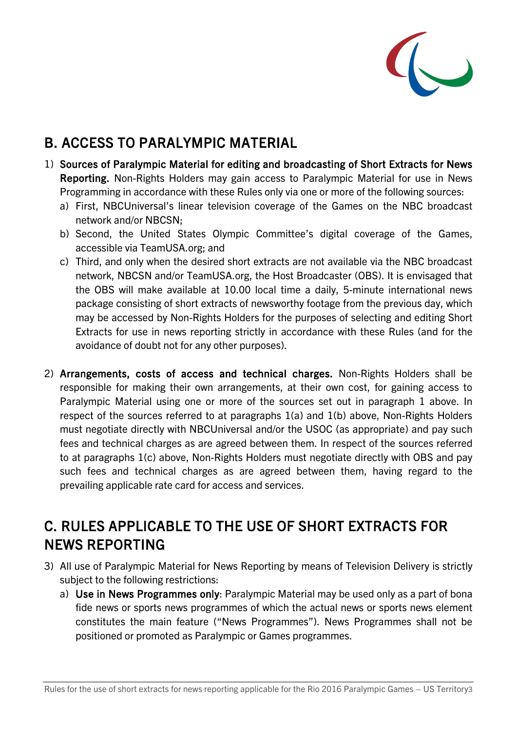## B. ACCESS TO PARALYMPIC MATERIAL

1) **Sources of Paralympic Material for editing and broadcasting of Short Extracts for News Reporting.** Non-Rights Holders may gain access to Paralympic Material for use in News Programming in accordance with these Rules only via one or more of the following sources:
   a) First, NBCUniversal's linear television coverage of the Games on the NBC broadcast network and/or NBCSN;
   b) Second, the United States Olympic Committee's digital coverage of the Games, accessible via TeamUSA.org; and
   c) Third, and only when the desired short extracts are not available via the NBC broadcast network, NBCSN and/or TeamUSA.org, the Host Broadcaster (OBS). It is envisaged that the OBS will make available at 10.00 local time a daily, 5-minute international news package consisting of short extracts of newsworthy footage from the previous day, which may be accessed by Non-Rights Holders for the purposes of selecting and editing Short Extracts for use in news reporting strictly in accordance with these Rules (and for the avoidance of doubt not for any other purposes).

2) **Arrangements, costs of access and technical charges.** Non-Rights Holders shall be responsible for making their own arrangements, at their own cost, for gaining access to Paralympic Material using one or more of the sources set out in paragraph 1 above. In respect of the sources referred to at paragraphs 1(a) and 1(b) above, Non-Rights Holders must negotiate directly with NBCUniversal and/or the USOC (as appropriate) and pay such fees and technical charges as are agreed between them. In respect of the sources referred to at paragraphs 1(c) above, Non-Rights Holders must negotiate directly with OBS and pay such fees and technical charges as are agreed between them, having regard to the prevailing applicable rate card for access and services.

## C. RULES APPLICABLE TO THE USE OF SHORT EXTRACTS FOR NEWS REPORTING

3) All use of Paralympic Material for News Reporting by means of Television Delivery is strictly subject to the following restrictions:
   a) **Use in News Programmes only**: Paralympic Material may be used only as a part of bona fide news or sports news programmes of which the actual news or sports news element constitutes the main feature ("News Programmes"). News Programmes shall not be positioned or promoted as Paralympic or Games programmes.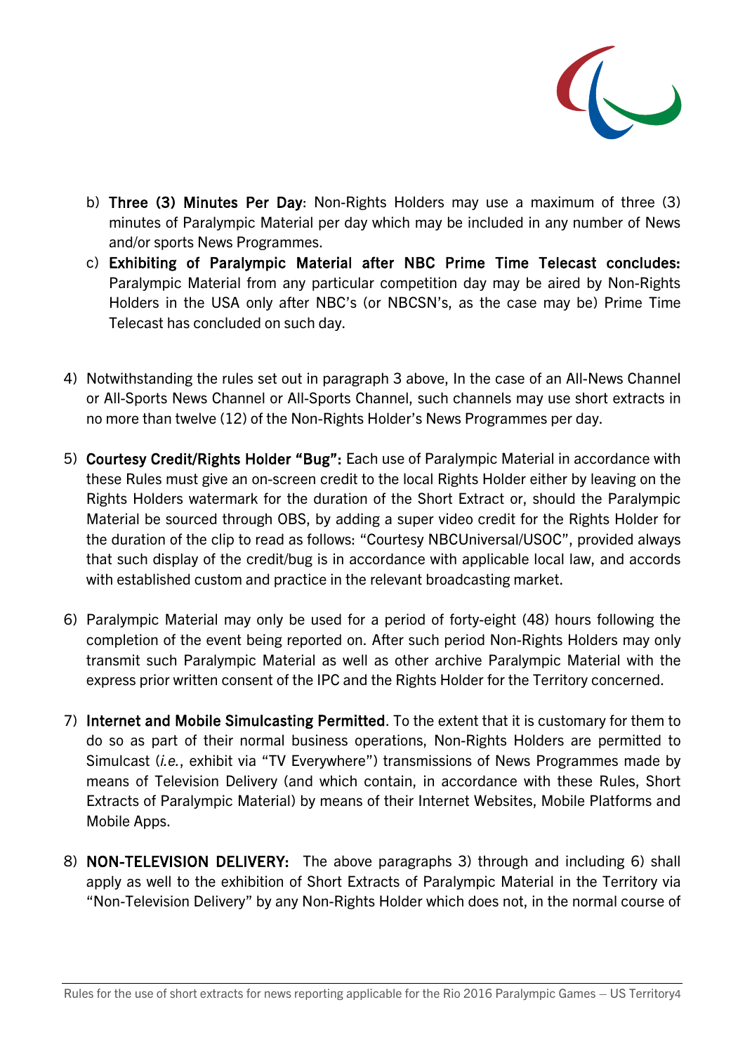b) **Three (3) Minutes Per Day**: Non-Rights Holders may use a maximum of three (3) minutes of Paralympic Material per day which may be included in any number of News and/or sports News Programmes.

c) **Exhibiting of Paralympic Material after NBC Prime Time Telecast concludes:** Paralympic Material from any particular competition day may be aired by Non-Rights Holders in the USA only after NBC's (or NBCSN's, as the case may be) Prime Time Telecast has concluded on such day.

4) Notwithstanding the rules set out in paragraph 3 above, In the case of an All-News Channel or All-Sports News Channel or All-Sports Channel, such channels may use short extracts in no more than twelve (12) of the Non-Rights Holder's News Programmes per day.

5) **Courtesy Credit/Rights Holder "Bug":** Each use of Paralympic Material in accordance with these Rules must give an on-screen credit to the local Rights Holder either by leaving on the Rights Holders watermark for the duration of the Short Extract or, should the Paralympic Material be sourced through OBS, by adding a super video credit for the Rights Holder for the duration of the clip to read as follows: "Courtesy NBCUniversal/USOC", provided always that such display of the credit/bug is in accordance with applicable local law, and accords with established custom and practice in the relevant broadcasting market.

6) Paralympic Material may only be used for a period of forty-eight (48) hours following the completion of the event being reported on. After such period Non-Rights Holders may only transmit such Paralympic Material as well as other archive Paralympic Material with the express prior written consent of the IPC and the Rights Holder for the Territory concerned.

7) **Internet and Mobile Simulcasting Permitted**. To the extent that it is customary for them to do so as part of their normal business operations, Non-Rights Holders are permitted to Simulcast (*i.e.*, exhibit via "TV Everywhere") transmissions of News Programmes made by means of Television Delivery (and which contain, in accordance with these Rules, Short Extracts of Paralympic Material) by means of their Internet Websites, Mobile Platforms and Mobile Apps.

8) **NON-TELEVISION DELIVERY:** The above paragraphs 3) through and including 6) shall apply as well to the exhibition of Short Extracts of Paralympic Material in the Territory via "Non-Television Delivery" by any Non-Rights Holder which does not, in the normal course of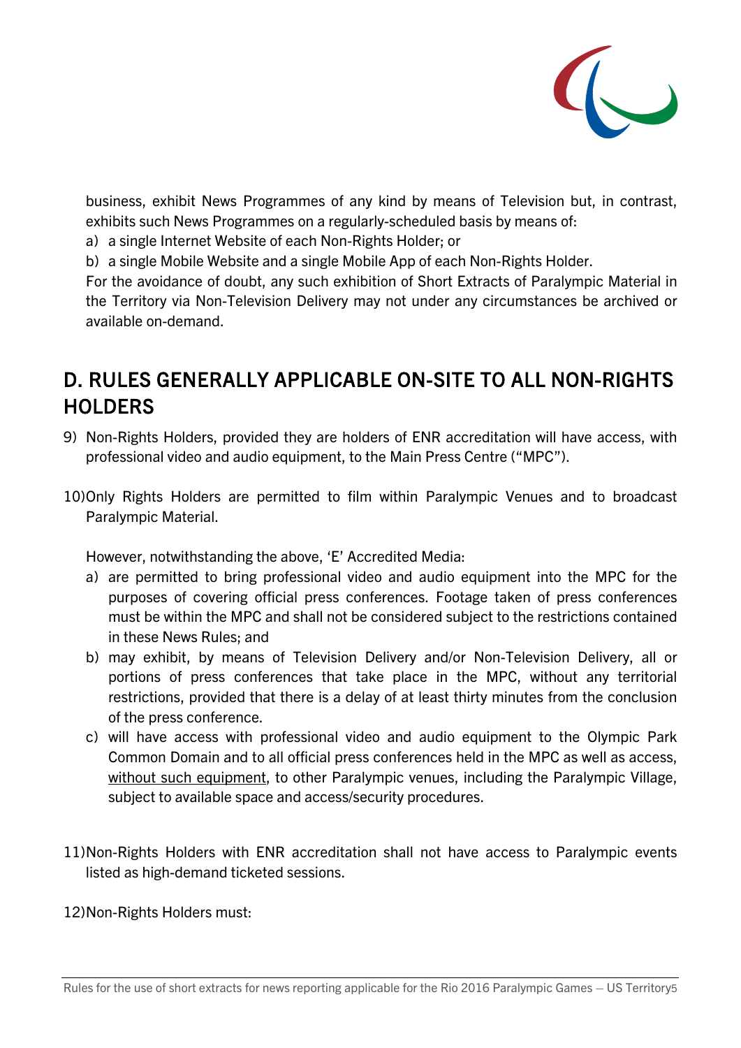business, exhibit News Programmes of any kind by means of Television but, in contrast, exhibits such News Programmes on a regularly-scheduled basis by means of:

a) a single Internet Website of each Non-Rights Holder; or
b) a single Mobile Website and a single Mobile App of each Non-Rights Holder.

For the avoidance of doubt, any such exhibition of Short Extracts of Paralympic Material in the Territory via Non-Television Delivery may not under any circumstances be archived or available on-demand.

## D. RULES GENERALLY APPLICABLE ON-SITE TO ALL NON-RIGHTS HOLDERS

9) Non-Rights Holders, provided they are holders of ENR accreditation will have access, with professional video and audio equipment, to the Main Press Centre ("MPC").

10) Only Rights Holders are permitted to film within Paralympic Venues and to broadcast Paralympic Material.

However, notwithstanding the above, 'E' Accredited Media:

a) are permitted to bring professional video and audio equipment into the MPC for the purposes of covering official press conferences. Footage taken of press conferences must be within the MPC and shall not be considered subject to the restrictions contained in these News Rules; and
b) may exhibit, by means of Television Delivery and/or Non-Television Delivery, all or portions of press conferences that take place in the MPC, without any territorial restrictions, provided that there is a delay of at least thirty minutes from the conclusion of the press conference.
c) will have access with professional video and audio equipment to the Olympic Park Common Domain and to all official press conferences held in the MPC as well as access, <u>without such equipment</u>, to other Paralympic venues, including the Paralympic Village, subject to available space and access/security procedures.

11) Non-Rights Holders with ENR accreditation shall not have access to Paralympic events listed as high-demand ticketed sessions.

12) Non-Rights Holders must: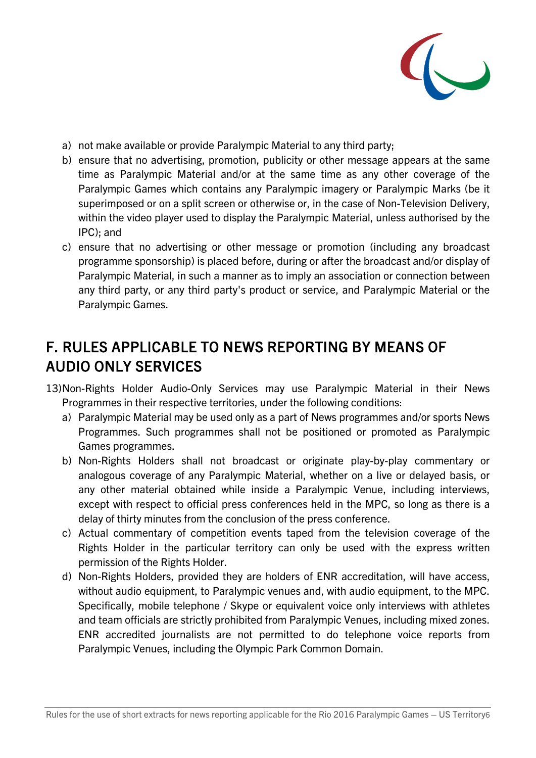a) not make available or provide Paralympic Material to any third party;
b) ensure that no advertising, promotion, publicity or other message appears at the same time as Paralympic Material and/or at the same time as any other coverage of the Paralympic Games which contains any Paralympic imagery or Paralympic Marks (be it superimposed or on a split screen or otherwise or, in the case of Non-Television Delivery, within the video player used to display the Paralympic Material, unless authorised by the IPC); and
c) ensure that no advertising or other message or promotion (including any broadcast programme sponsorship) is placed before, during or after the broadcast and/or display of Paralympic Material, in such a manner as to imply an association or connection between any third party, or any third party's product or service, and Paralympic Material or the Paralympic Games.

## F. RULES APPLICABLE TO NEWS REPORTING BY MEANS OF AUDIO ONLY SERVICES

13) Non-Rights Holder Audio-Only Services may use Paralympic Material in their News Programmes in their respective territories, under the following conditions:

a) Paralympic Material may be used only as a part of News programmes and/or sports News Programmes. Such programmes shall not be positioned or promoted as Paralympic Games programmes.
b) Non-Rights Holders shall not broadcast or originate play-by-play commentary or analogous coverage of any Paralympic Material, whether on a live or delayed basis, or any other material obtained while inside a Paralympic Venue, including interviews, except with respect to official press conferences held in the MPC, so long as there is a delay of thirty minutes from the conclusion of the press conference.
c) Actual commentary of competition events taped from the television coverage of the Rights Holder in the particular territory can only be used with the express written permission of the Rights Holder.
d) Non-Rights Holders, provided they are holders of ENR accreditation, will have access, without audio equipment, to Paralympic venues and, with audio equipment, to the MPC. Specifically, mobile telephone / Skype or equivalent voice only interviews with athletes and team officials are strictly prohibited from Paralympic Venues, including mixed zones. ENR accredited journalists are not permitted to do telephone voice reports from Paralympic Venues, including the Olympic Park Common Domain.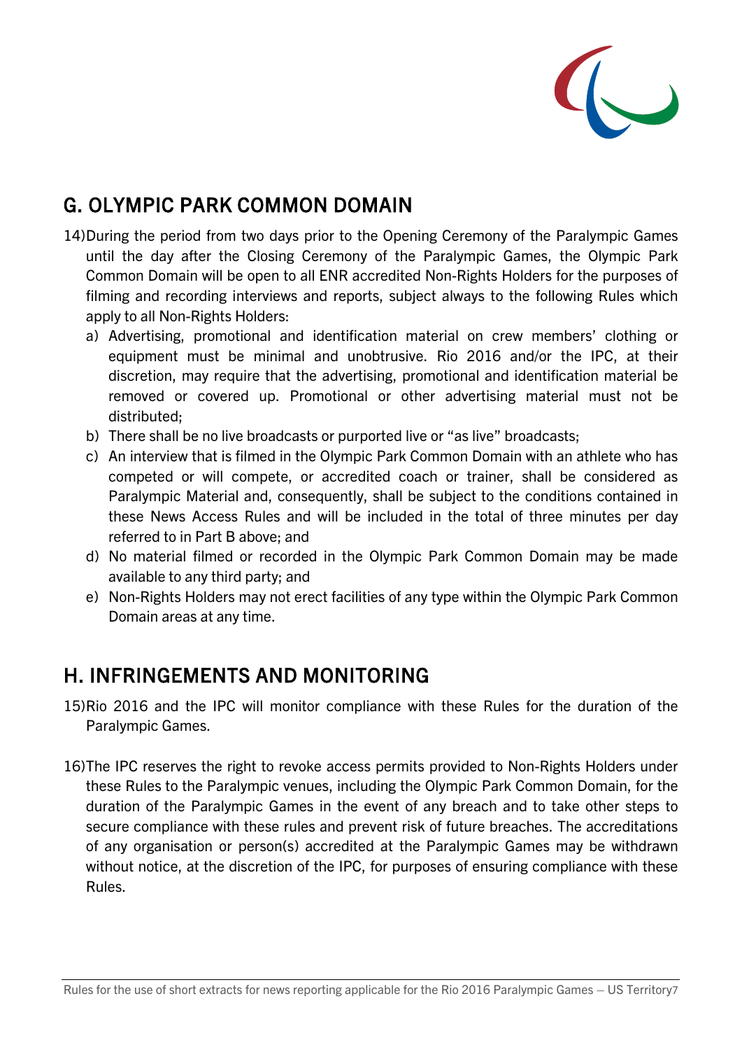## G. OLYMPIC PARK COMMON DOMAIN

14) During the period from two days prior to the Opening Ceremony of the Paralympic Games until the day after the Closing Ceremony of the Paralympic Games, the Olympic Park Common Domain will be open to all ENR accredited Non-Rights Holders for the purposes of filming and recording interviews and reports, subject always to the following Rules which apply to all Non-Rights Holders:

   a) Advertising, promotional and identification material on crew members' clothing or equipment must be minimal and unobtrusive. Rio 2016 and/or the IPC, at their discretion, may require that the advertising, promotional and identification material be removed or covered up. Promotional or other advertising material must not be distributed;
   b) There shall be no live broadcasts or purported live or "as live" broadcasts;
   c) An interview that is filmed in the Olympic Park Common Domain with an athlete who has competed or will compete, or accredited coach or trainer, shall be considered as Paralympic Material and, consequently, shall be subject to the conditions contained in these News Access Rules and will be included in the total of three minutes per day referred to in Part B above; and
   d) No material filmed or recorded in the Olympic Park Common Domain may be made available to any third party; and
   e) Non-Rights Holders may not erect facilities of any type within the Olympic Park Common Domain areas at any time.

## H. INFRINGEMENTS AND MONITORING

15) Rio 2016 and the IPC will monitor compliance with these Rules for the duration of the Paralympic Games.

16) The IPC reserves the right to revoke access permits provided to Non-Rights Holders under these Rules to the Paralympic venues, including the Olympic Park Common Domain, for the duration of the Paralympic Games in the event of any breach and to take other steps to secure compliance with these rules and prevent risk of future breaches. The accreditations of any organisation or person(s) accredited at the Paralympic Games may be withdrawn without notice, at the discretion of the IPC, for purposes of ensuring compliance with these Rules.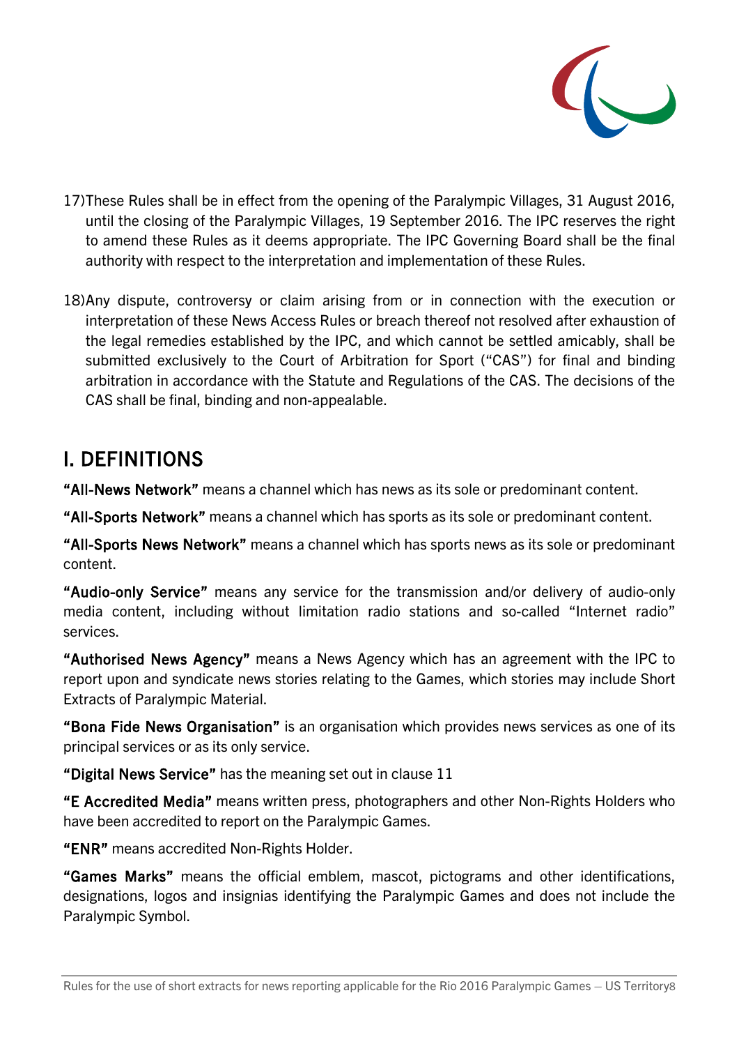17) These Rules shall be in effect from the opening of the Paralympic Villages, 31 August 2016, until the closing of the Paralympic Villages, 19 September 2016. The IPC reserves the right to amend these Rules as it deems appropriate. The IPC Governing Board shall be the final authority with respect to the interpretation and implementation of these Rules.

18) Any dispute, controversy or claim arising from or in connection with the execution or interpretation of these News Access Rules or breach thereof not resolved after exhaustion of the legal remedies established by the IPC, and which cannot be settled amicably, shall be submitted exclusively to the Court of Arbitration for Sport ("CAS") for final and binding arbitration in accordance with the Statute and Regulations of the CAS. The decisions of the CAS shall be final, binding and non-appealable.

## I. DEFINITIONS

**"All-News Network"** means a channel which has news as its sole or predominant content.

**"All-Sports Network"** means a channel which has sports as its sole or predominant content.

**"All-Sports News Network"** means a channel which has sports news as its sole or predominant content.

**"Audio-only Service"** means any service for the transmission and/or delivery of audio-only media content, including without limitation radio stations and so-called "Internet radio" services.

**"Authorised News Agency"** means a News Agency which has an agreement with the IPC to report upon and syndicate news stories relating to the Games, which stories may include Short Extracts of Paralympic Material.

**"Bona Fide News Organisation"** is an organisation which provides news services as one of its principal services or as its only service.

**"Digital News Service"** has the meaning set out in clause 11

**"E Accredited Media"** means written press, photographers and other Non-Rights Holders who have been accredited to report on the Paralympic Games.

**"ENR"** means accredited Non-Rights Holder.

**"Games Marks"** means the official emblem, mascot, pictograms and other identifications, designations, logos and insignias identifying the Paralympic Games and does not include the Paralympic Symbol.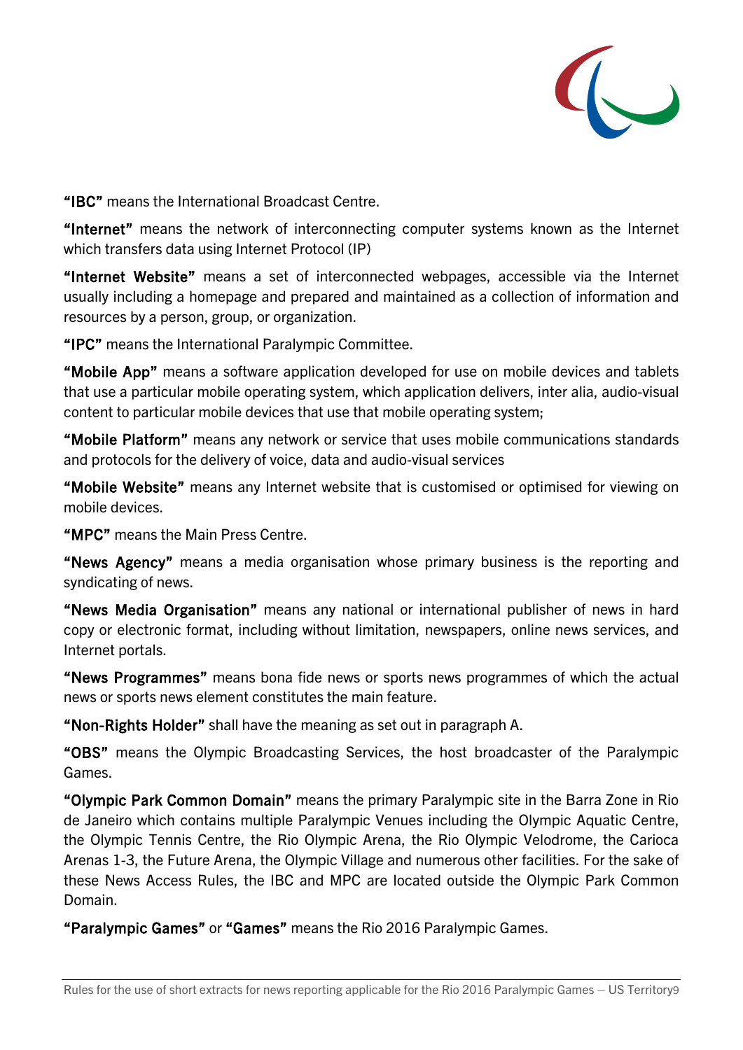**"IBC"** means the International Broadcast Centre.

**"Internet"** means the network of interconnecting computer systems known as the Internet which transfers data using Internet Protocol (IP)

**"Internet Website"** means a set of interconnected webpages, accessible via the Internet usually including a homepage and prepared and maintained as a collection of information and resources by a person, group, or organization.

**"IPC"** means the International Paralympic Committee.

**"Mobile App"** means a software application developed for use on mobile devices and tablets that use a particular mobile operating system, which application delivers, inter alia, audio-visual content to particular mobile devices that use that mobile operating system;

**"Mobile Platform"** means any network or service that uses mobile communications standards and protocols for the delivery of voice, data and audio-visual services

**"Mobile Website"** means any Internet website that is customised or optimised for viewing on mobile devices.

**"MPC"** means the Main Press Centre.

**"News Agency"** means a media organisation whose primary business is the reporting and syndicating of news.

**"News Media Organisation"** means any national or international publisher of news in hard copy or electronic format, including without limitation, newspapers, online news services, and Internet portals.

**"News Programmes"** means bona fide news or sports news programmes of which the actual news or sports news element constitutes the main feature.

**"Non-Rights Holder"** shall have the meaning as set out in paragraph A.

**"OBS"** means the Olympic Broadcasting Services, the host broadcaster of the Paralympic Games.

**"Olympic Park Common Domain"** means the primary Paralympic site in the Barra Zone in Rio de Janeiro which contains multiple Paralympic Venues including the Olympic Aquatic Centre, the Olympic Tennis Centre, the Rio Olympic Arena, the Rio Olympic Velodrome, the Carioca Arenas 1-3, the Future Arena, the Olympic Village and numerous other facilities. For the sake of these News Access Rules, the IBC and MPC are located outside the Olympic Park Common Domain.

**"Paralympic Games"** or **"Games"** means the Rio 2016 Paralympic Games.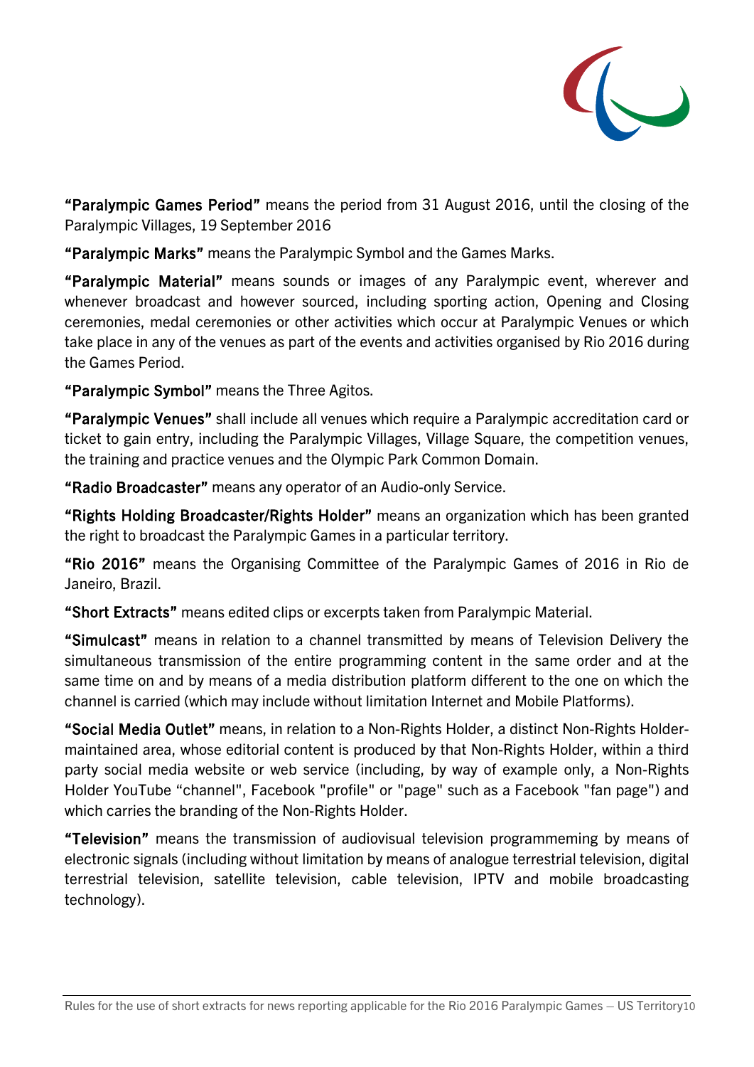**"Paralympic Games Period"** means the period from 31 August 2016, until the closing of the Paralympic Villages, 19 September 2016

**"Paralympic Marks"** means the Paralympic Symbol and the Games Marks.

**"Paralympic Material"** means sounds or images of any Paralympic event, wherever and whenever broadcast and however sourced, including sporting action, Opening and Closing ceremonies, medal ceremonies or other activities which occur at Paralympic Venues or which take place in any of the venues as part of the events and activities organised by Rio 2016 during the Games Period.

**"Paralympic Symbol"** means the Three Agitos.

**"Paralympic Venues"** shall include all venues which require a Paralympic accreditation card or ticket to gain entry, including the Paralympic Villages, Village Square, the competition venues, the training and practice venues and the Olympic Park Common Domain.

**"Radio Broadcaster"** means any operator of an Audio-only Service.

**"Rights Holding Broadcaster/Rights Holder"** means an organization which has been granted the right to broadcast the Paralympic Games in a particular territory.

**"Rio 2016"** means the Organising Committee of the Paralympic Games of 2016 in Rio de Janeiro, Brazil.

**"Short Extracts"** means edited clips or excerpts taken from Paralympic Material.

**"Simulcast"** means in relation to a channel transmitted by means of Television Delivery the simultaneous transmission of the entire programming content in the same order and at the same time on and by means of a media distribution platform different to the one on which the channel is carried (which may include without limitation Internet and Mobile Platforms).

**"Social Media Outlet"** means, in relation to a Non-Rights Holder, a distinct Non-Rights Holder-maintained area, whose editorial content is produced by that Non-Rights Holder, within a third party social media website or web service (including, by way of example only, a Non-Rights Holder YouTube "channel", Facebook "profile" or "page" such as a Facebook "fan page") and which carries the branding of the Non-Rights Holder.

**"Television"** means the transmission of audiovisual television programmeming by means of electronic signals (including without limitation by means of analogue terrestrial television, digital terrestrial television, satellite television, cable television, IPTV and mobile broadcasting technology).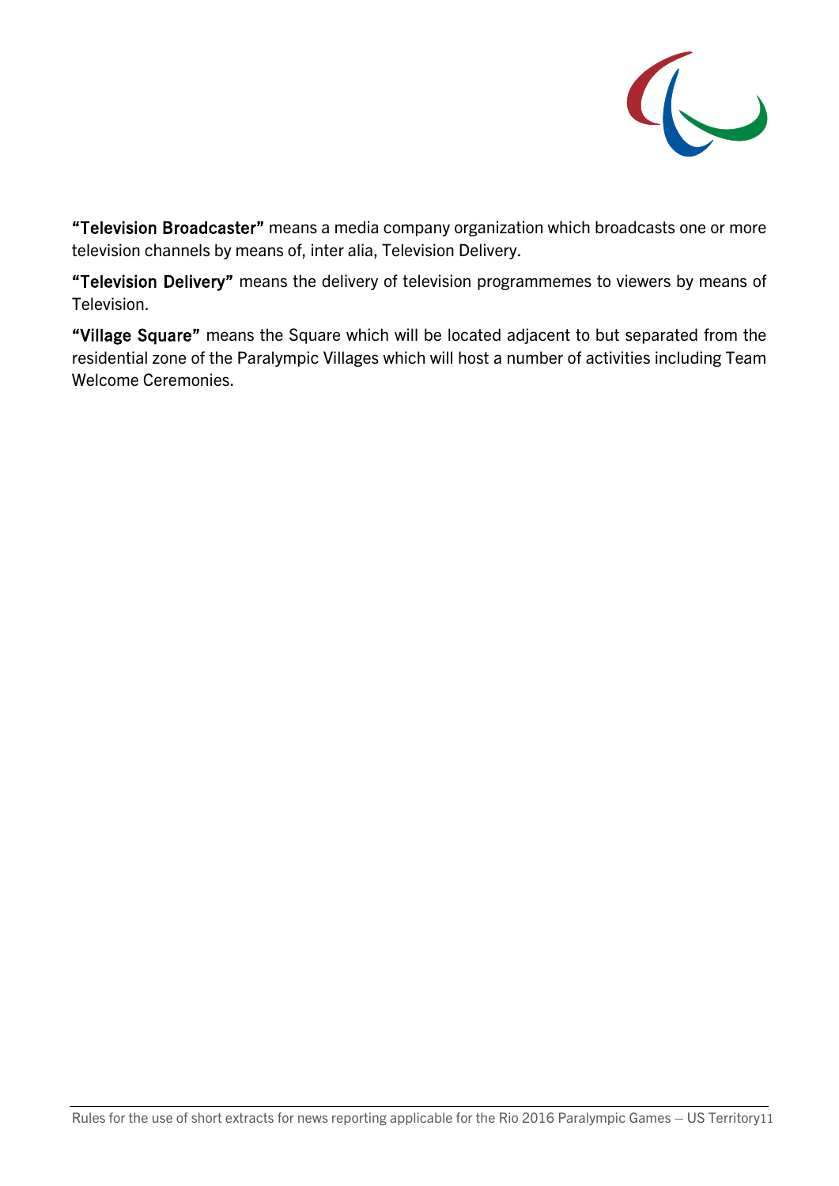**"Television Broadcaster"** means a media company organization which broadcasts one or more television channels by means of, inter alia, Television Delivery.

**"Television Delivery"** means the delivery of television programmemes to viewers by means of Television.

**"Village Square"** means the Square which will be located adjacent to but separated from the residential zone of the Paralympic Villages which will host a number of activities including Team Welcome Ceremonies.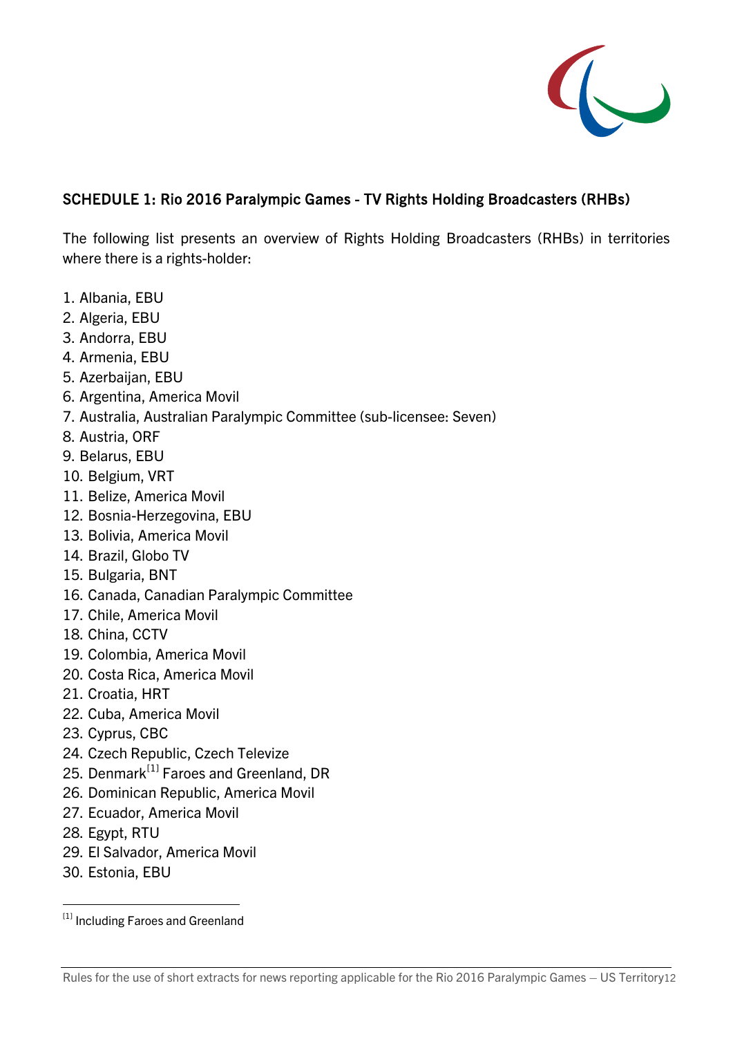## SCHEDULE 1: Rio 2016 Paralympic Games - TV Rights Holding Broadcasters (RHBs)

The following list presents an overview of Rights Holding Broadcasters (RHBs) in territories where there is a rights-holder:

1. Albania, EBU
2. Algeria, EBU
3. Andorra, EBU
4. Armenia, EBU
5. Azerbaijan, EBU
6. Argentina, America Movil
7. Australia, Australian Paralympic Committee (sub-licensee: Seven)
8. Austria, ORF
9. Belarus, EBU
10. Belgium, VRT
11. Belize, America Movil
12. Bosnia-Herzegovina, EBU
13. Bolivia, America Movil
14. Brazil, Globo TV
15. Bulgaria, BNT
16. Canada, Canadian Paralympic Committee
17. Chile, America Movil
18. China, CCTV
19. Colombia, America Movil
20. Costa Rica, America Movil
21. Croatia, HRT
22. Cuba, America Movil
23. Cyprus, CBC
24. Czech Republic, Czech Televize
25. Denmark[1] Faroes and Greenland, DR
26. Dominican Republic, America Movil
27. Ecuador, America Movil
28. Egypt, RTU
29. El Salvador, America Movil
30. Estonia, EBU

[1] Including Faroes and Greenland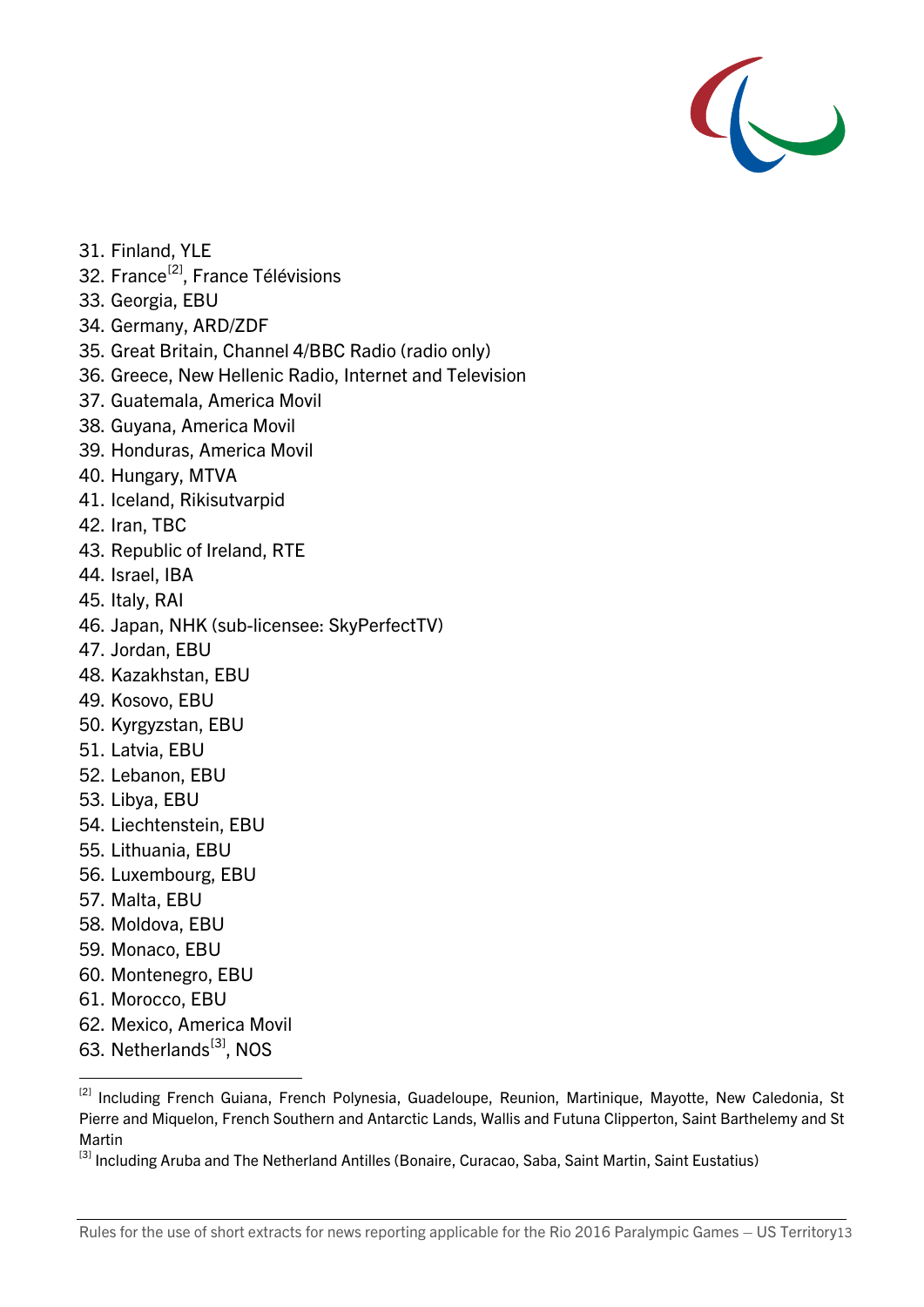31. Finland, YLE
32. France[2], France Télévisions
33. Georgia, EBU
34. Germany, ARD/ZDF
35. Great Britain, Channel 4/BBC Radio (radio only)
36. Greece, New Hellenic Radio, Internet and Television
37. Guatemala, America Movil
38. Guyana, America Movil
39. Honduras, America Movil
40. Hungary, MTVA
41. Iceland, Rikisutvarpid
42. Iran, TBC
43. Republic of Ireland, RTE
44. Israel, IBA
45. Italy, RAI
46. Japan, NHK (sub-licensee: SkyPerfectTV)
47. Jordan, EBU
48. Kazakhstan, EBU
49. Kosovo, EBU
50. Kyrgyzstan, EBU
51. Latvia, EBU
52. Lebanon, EBU
53. Libya, EBU
54. Liechtenstein, EBU
55. Lithuania, EBU
56. Luxembourg, EBU
57. Malta, EBU
58. Moldova, EBU
59. Monaco, EBU
60. Montenegro, EBU
61. Morocco, EBU
62. Mexico, America Movil
63. Netherlands[3], NOS

---

[2] Including French Guiana, French Polynesia, Guadeloupe, Reunion, Martinique, Mayotte, New Caledonia, St Pierre and Miquelon, French Southern and Antarctic Lands, Wallis and Futuna Clipperton, Saint Barthelemy and St Martin

[3] Including Aruba and The Netherland Antilles (Bonaire, Curacao, Saba, Saint Martin, Saint Eustatius)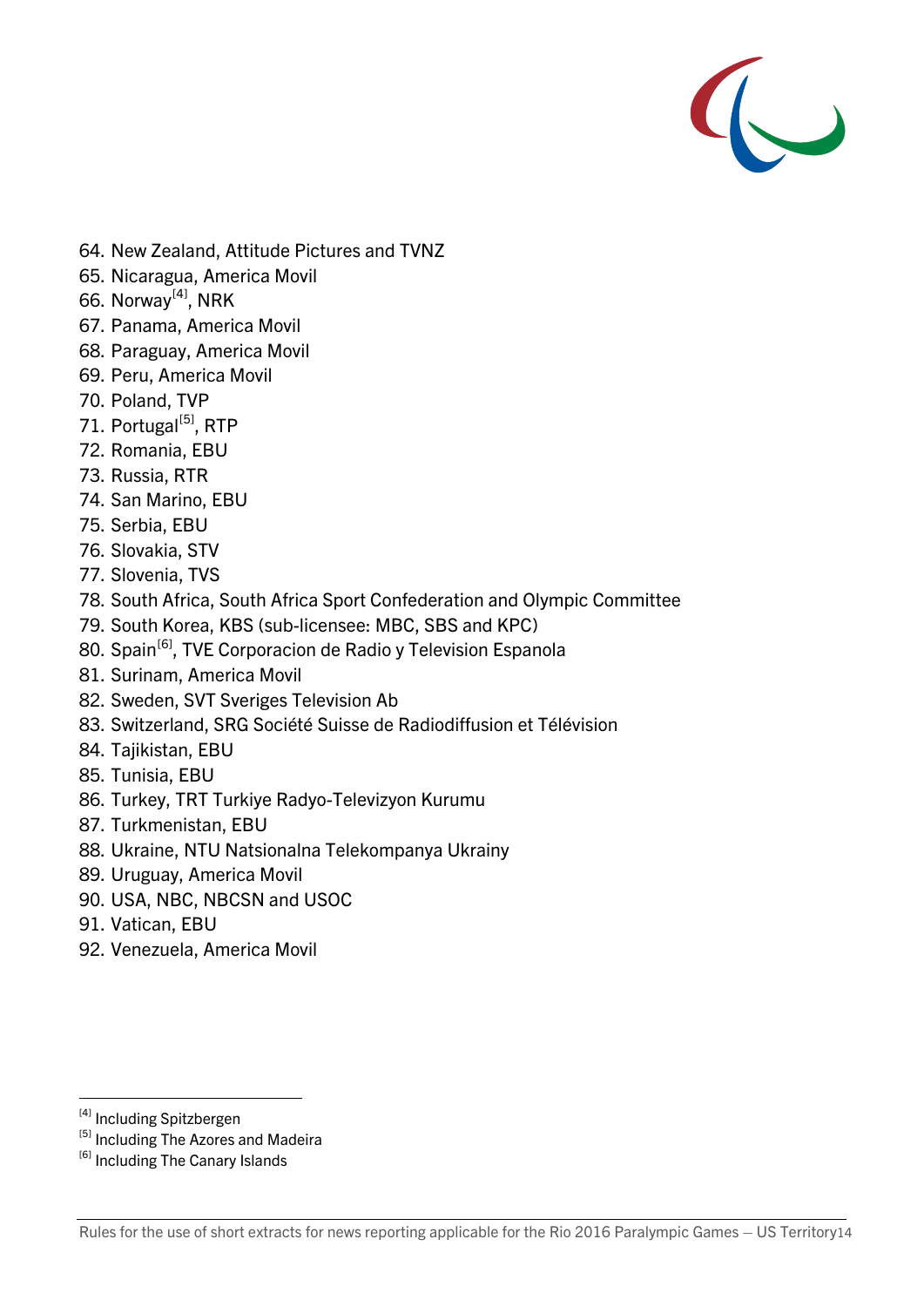64. New Zealand, Attitude Pictures and TVNZ
65. Nicaragua, America Movil
66. Norway[4], NRK
67. Panama, America Movil
68. Paraguay, America Movil
69. Peru, America Movil
70. Poland, TVP
71. Portugal[5], RTP
72. Romania, EBU
73. Russia, RTR
74. San Marino, EBU
75. Serbia, EBU
76. Slovakia, STV
77. Slovenia, TVS
78. South Africa, South Africa Sport Confederation and Olympic Committee
79. South Korea, KBS (sub-licensee: MBC, SBS and KPC)
80. Spain[6], TVE Corporacion de Radio y Television Espanola
81. Surinam, America Movil
82. Sweden, SVT Sveriges Television Ab
83. Switzerland, SRG Société Suisse de Radiodiffusion et Télévision
84. Tajikistan, EBU
85. Tunisia, EBU
86. Turkey, TRT Turkiye Radyo-Televizyon Kurumu
87. Turkmenistan, EBU
88. Ukraine, NTU Natsionalna Telekompanya Ukrainy
89. Uruguay, America Movil
90. USA, NBC, NBCSN and USOC
91. Vatican, EBU
92. Venezuela, America Movil

---

[4] Including Spitzbergen
[5] Including The Azores and Madeira
[6] Including The Canary Islands